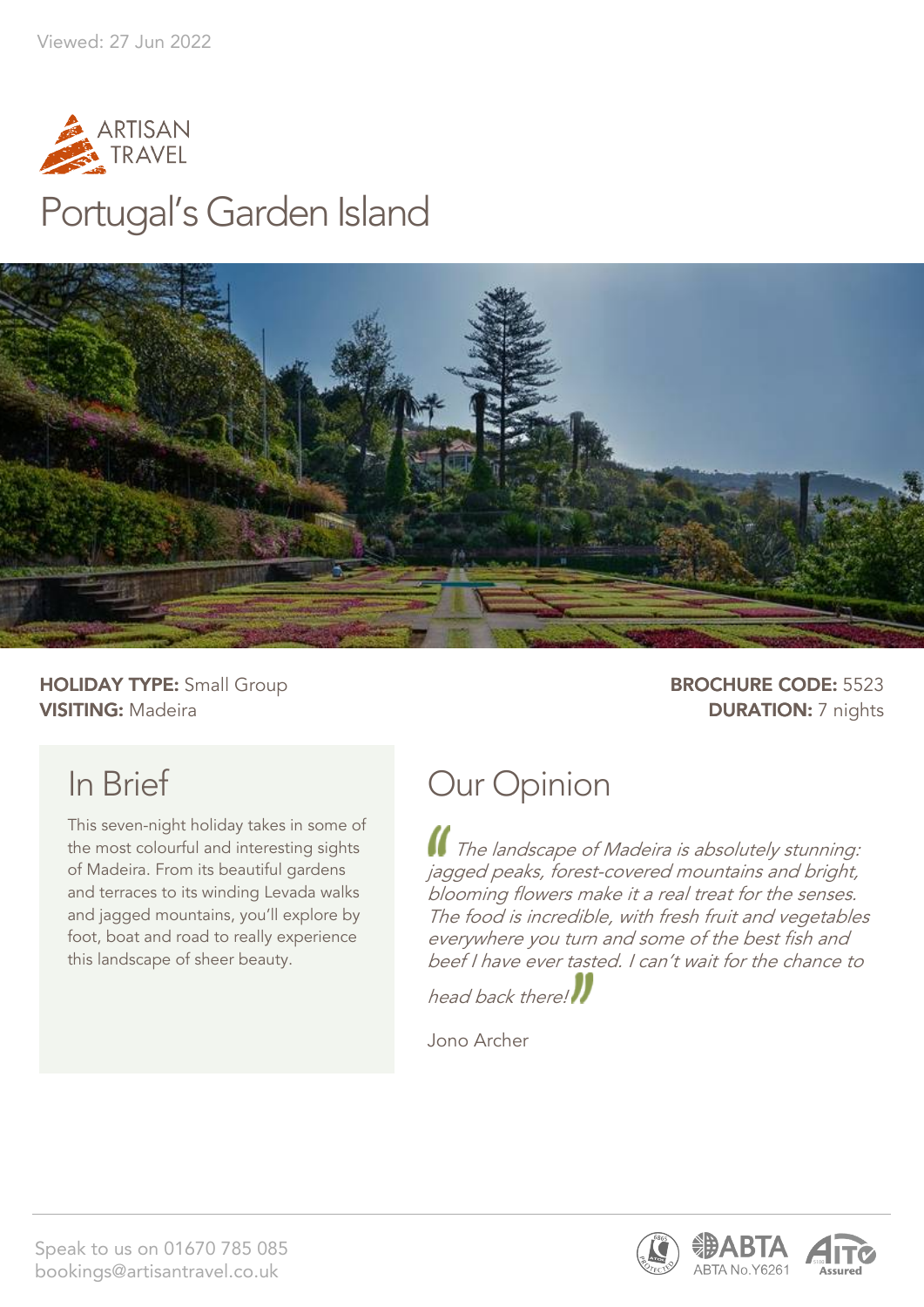Viewed: 27 Jun 2022

ARTISAN TRAVEL

# Portugal's Garden Island

**HOLIDAY TYPE:** Small Group
**VISITING:** Madeira

**BROCHURE CODE:** 5523
**DURATION:** 7 nights

## In Brief

This seven-night holiday takes in some of the most colourful and interesting sights of Madeira. From its beautiful gardens and terraces to its winding Levada walks and jagged mountains, you'll explore by foot, boat and road to really experience this landscape of sheer beauty.

## Our Opinion

*"The landscape of Madeira is absolutely stunning: jagged peaks, forest-covered mountains and bright, blooming flowers make it a real treat for the senses. The food is incredible, with fresh fruit and vegetables everywhere you turn and some of the best fish and beef I have ever tasted. I can't wait for the chance to head back there!"*

Jono Archer

Speak to us on 01670 785 085
bookings@artisantravel.co.uk

ABTA No.Y6261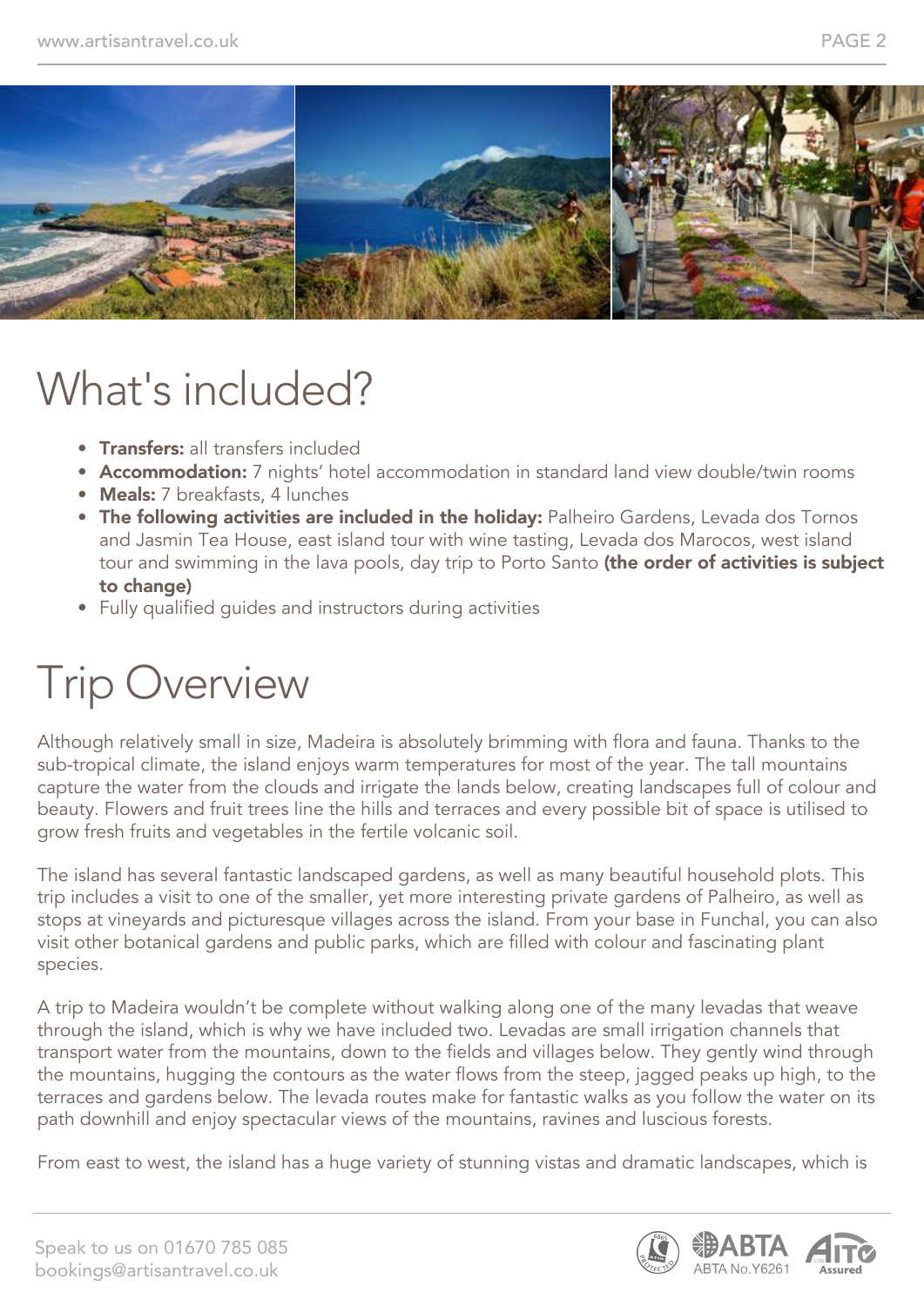# What's included?

- **Transfers:** all transfers included
- **Accommodation:** 7 nights' hotel accommodation in standard land view double/twin rooms
- **Meals:** 7 breakfasts, 4 lunches
- **The following activities are included in the holiday:** Palheiro Gardens, Levada dos Tornos and Jasmin Tea House, east island tour with wine tasting, Levada dos Marocos, west island tour and swimming in the lava pools, day trip to Porto Santo **(the order of activities is subject to change)**
- Fully qualified guides and instructors during activities

# Trip Overview

Although relatively small in size, Madeira is absolutely brimming with flora and fauna. Thanks to the sub-tropical climate, the island enjoys warm temperatures for most of the year. The tall mountains capture the water from the clouds and irrigate the lands below, creating landscapes full of colour and beauty. Flowers and fruit trees line the hills and terraces and every possible bit of space is utilised to grow fresh fruits and vegetables in the fertile volcanic soil.

The island has several fantastic landscaped gardens, as well as many beautiful household plots. This trip includes a visit to one of the smaller, yet more interesting private gardens of Palheiro, as well as stops at vineyards and picturesque villages across the island. From your base in Funchal, you can also visit other botanical gardens and public parks, which are filled with colour and fascinating plant species.

A trip to Madeira wouldn't be complete without walking along one of the many levadas that weave through the island, which is why we have included two. Levadas are small irrigation channels that transport water from the mountains, down to the fields and villages below. They gently wind through the mountains, hugging the contours as the water flows from the steep, jagged peaks up high, to the terraces and gardens below. The levada routes make for fantastic walks as you follow the water on its path downhill and enjoy spectacular views of the mountains, ravines and luscious forests.

From east to west, the island has a huge variety of stunning vistas and dramatic landscapes, which is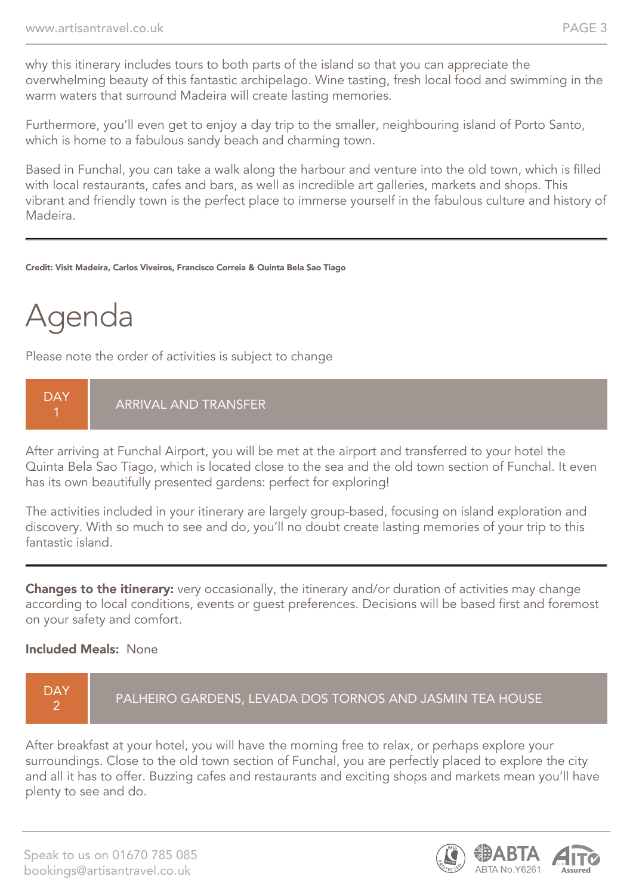why this itinerary includes tours to both parts of the island so that you can appreciate the overwhelming beauty of this fantastic archipelago. Wine tasting, fresh local food and swimming in the warm waters that surround Madeira will create lasting memories.

Furthermore, you'll even get to enjoy a day trip to the smaller, neighbouring island of Porto Santo, which is home to a fabulous sandy beach and charming town.

Based in Funchal, you can take a walk along the harbour and venture into the old town, which is filled with local restaurants, cafes and bars, as well as incredible art galleries, markets and shops. This vibrant and friendly town is the perfect place to immerse yourself in the fabulous culture and history of Madeira.

---

**Credit: Visit Madeira, Carlos Viveiros, Francisco Correia & Quinta Bela Sao Tiago**

# Agenda

Please note the order of activities is subject to change

## DAY 1 — ARRIVAL AND TRANSFER

After arriving at Funchal Airport, you will be met at the airport and transferred to your hotel the Quinta Bela Sao Tiago, which is located close to the sea and the old town section of Funchal. It even has its own beautifully presented gardens: perfect for exploring!

The activities included in your itinerary are largely group-based, focusing on island exploration and discovery. With so much to see and do, you'll no doubt create lasting memories of your trip to this fantastic island.

---

**Changes to the itinerary:** very occasionally, the itinerary and/or duration of activities may change according to local conditions, events or guest preferences. Decisions will be based first and foremost on your safety and comfort.

**Included Meals:** None

## DAY 2 — PALHEIRO GARDENS, LEVADA DOS TORNOS AND JASMIN TEA HOUSE

After breakfast at your hotel, you will have the morning free to relax, or perhaps explore your surroundings. Close to the old town section of Funchal, you are perfectly placed to explore the city and all it has to offer. Buzzing cafes and restaurants and exciting shops and markets mean you'll have plenty to see and do.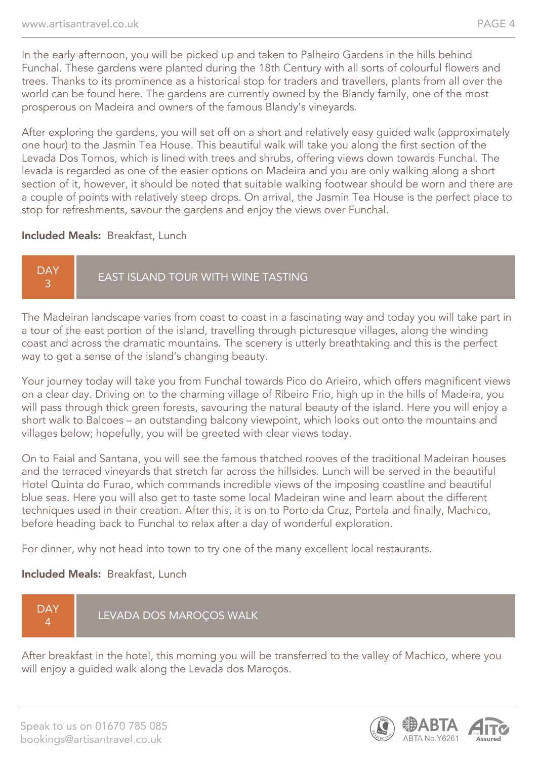In the early afternoon, you will be picked up and taken to Palheiro Gardens in the hills behind Funchal. These gardens were planted during the 18th Century with all sorts of colourful flowers and trees. Thanks to its prominence as a historical stop for traders and travellers, plants from all over the world can be found here. The gardens are currently owned by the Blandy family, one of the most prosperous on Madeira and owners of the famous Blandy's vineyards.

After exploring the gardens, you will set off on a short and relatively easy guided walk (approximately one hour) to the Jasmin Tea House. This beautiful walk will take you along the first section of the Levada Dos Tornos, which is lined with trees and shrubs, offering views down towards Funchal. The levada is regarded as one of the easier options on Madeira and you are only walking along a short section of it, however, it should be noted that suitable walking footwear should be worn and there are a couple of points with relatively steep drops. On arrival, the Jasmin Tea House is the perfect place to stop for refreshments, savour the gardens and enjoy the views over Funchal.

**Included Meals:** Breakfast, Lunch

## DAY 3 — EAST ISLAND TOUR WITH WINE TASTING

The Madeiran landscape varies from coast to coast in a fascinating way and today you will take part in a tour of the east portion of the island, travelling through picturesque villages, along the winding coast and across the dramatic mountains. The scenery is utterly breathtaking and this is the perfect way to get a sense of the island's changing beauty.

Your journey today will take you from Funchal towards Pico do Arieiro, which offers magnificent views on a clear day. Driving on to the charming village of Ribeiro Frio, high up in the hills of Madeira, you will pass through thick green forests, savouring the natural beauty of the island. Here you will enjoy a short walk to Balcoes – an outstanding balcony viewpoint, which looks out onto the mountains and villages below; hopefully, you will be greeted with clear views today.

On to Faial and Santana, you will see the famous thatched rooves of the traditional Madeiran houses and the terraced vineyards that stretch far across the hillsides. Lunch will be served in the beautiful Hotel Quinta do Furao, which commands incredible views of the imposing coastline and beautiful blue seas. Here you will also get to taste some local Madeiran wine and learn about the different techniques used in their creation. After this, it is on to Porto da Cruz, Portela and finally, Machico, before heading back to Funchal to relax after a day of wonderful exploration.

For dinner, why not head into town to try one of the many excellent local restaurants.

**Included Meals:** Breakfast, Lunch

## DAY 4 — LEVADA DOS MAROÇOS WALK

After breakfast in the hotel, this morning you will be transferred to the valley of Machico, where you will enjoy a guided walk along the Levada dos Maroços.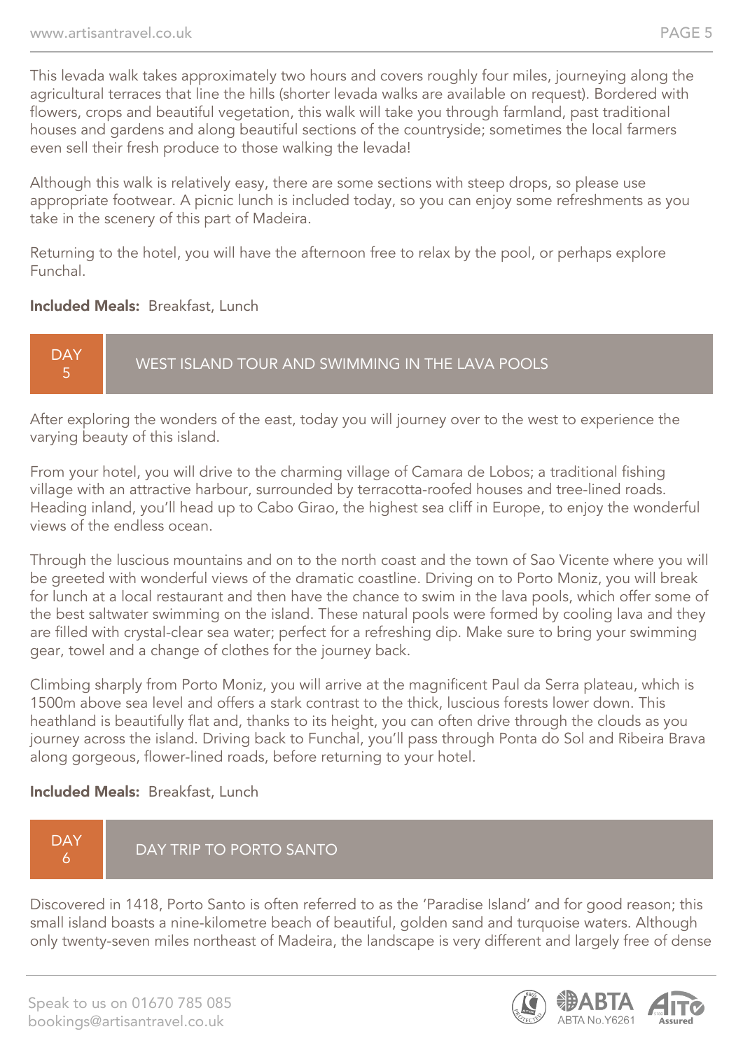This levada walk takes approximately two hours and covers roughly four miles, journeying along the agricultural terraces that line the hills (shorter levada walks are available on request). Bordered with flowers, crops and beautiful vegetation, this walk will take you through farmland, past traditional houses and gardens and along beautiful sections of the countryside; sometimes the local farmers even sell their fresh produce to those walking the levada!

Although this walk is relatively easy, there are some sections with steep drops, so please use appropriate footwear. A picnic lunch is included today, so you can enjoy some refreshments as you take in the scenery of this part of Madeira.

Returning to the hotel, you will have the afternoon free to relax by the pool, or perhaps explore Funchal.

**Included Meals:** Breakfast, Lunch

## DAY 5 — WEST ISLAND TOUR AND SWIMMING IN THE LAVA POOLS

After exploring the wonders of the east, today you will journey over to the west to experience the varying beauty of this island.

From your hotel, you will drive to the charming village of Camara de Lobos; a traditional fishing village with an attractive harbour, surrounded by terracotta-roofed houses and tree-lined roads. Heading inland, you'll head up to Cabo Girao, the highest sea cliff in Europe, to enjoy the wonderful views of the endless ocean.

Through the luscious mountains and on to the north coast and the town of Sao Vicente where you will be greeted with wonderful views of the dramatic coastline. Driving on to Porto Moniz, you will break for lunch at a local restaurant and then have the chance to swim in the lava pools, which offer some of the best saltwater swimming on the island. These natural pools were formed by cooling lava and they are filled with crystal-clear sea water; perfect for a refreshing dip. Make sure to bring your swimming gear, towel and a change of clothes for the journey back.

Climbing sharply from Porto Moniz, you will arrive at the magnificent Paul da Serra plateau, which is 1500m above sea level and offers a stark contrast to the thick, luscious forests lower down. This heathland is beautifully flat and, thanks to its height, you can often drive through the clouds as you journey across the island. Driving back to Funchal, you'll pass through Ponta do Sol and Ribeira Brava along gorgeous, flower-lined roads, before returning to your hotel.

**Included Meals:** Breakfast, Lunch

## DAY 6 — DAY TRIP TO PORTO SANTO

Discovered in 1418, Porto Santo is often referred to as the 'Paradise Island' and for good reason; this small island boasts a nine-kilometre beach of beautiful, golden sand and turquoise waters. Although only twenty-seven miles northeast of Madeira, the landscape is very different and largely free of dense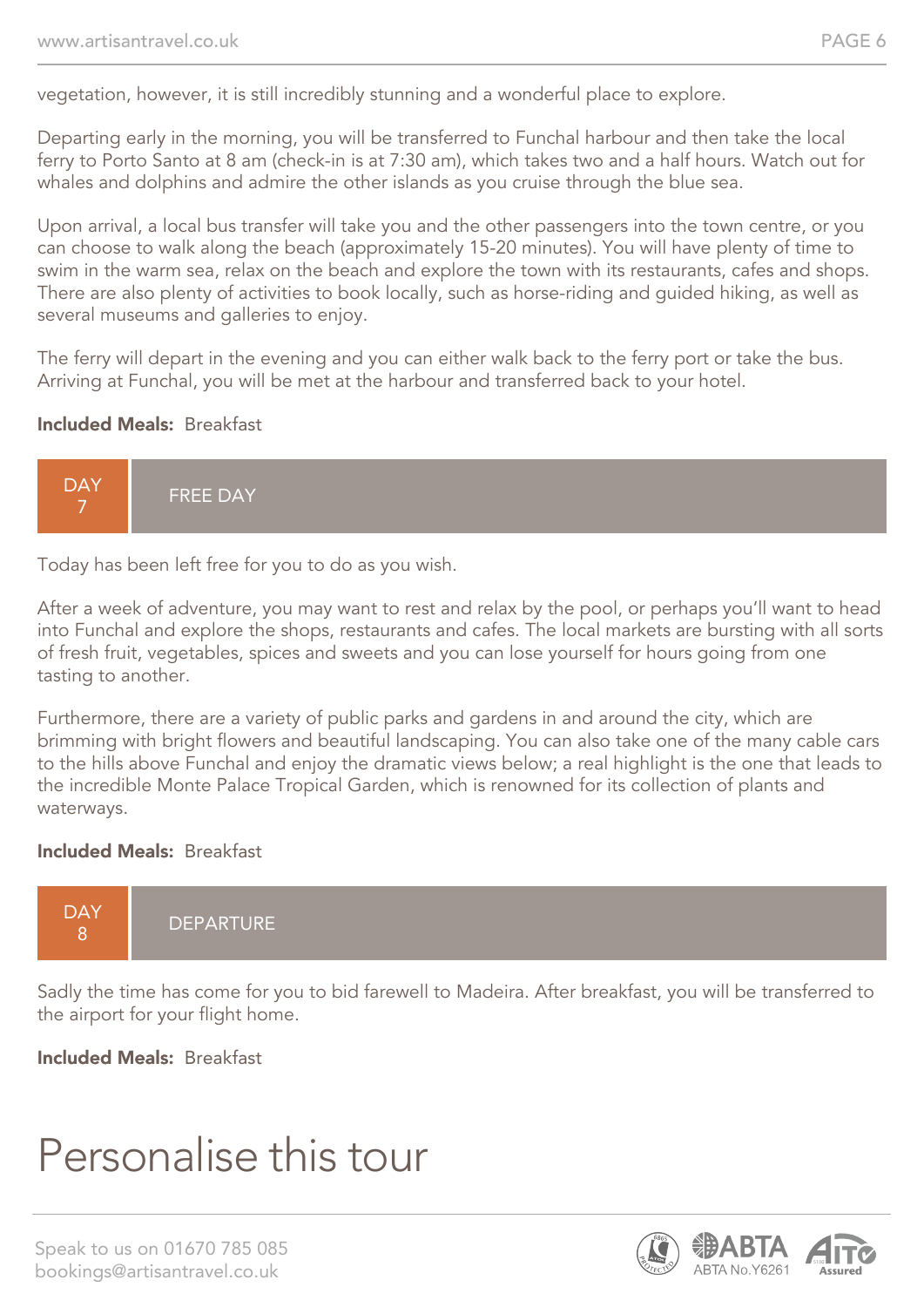vegetation, however, it is still incredibly stunning and a wonderful place to explore.

Departing early in the morning, you will be transferred to Funchal harbour and then take the local ferry to Porto Santo at 8 am (check-in is at 7:30 am), which takes two and a half hours. Watch out for whales and dolphins and admire the other islands as you cruise through the blue sea.

Upon arrival, a local bus transfer will take you and the other passengers into the town centre, or you can choose to walk along the beach (approximately 15-20 minutes). You will have plenty of time to swim in the warm sea, relax on the beach and explore the town with its restaurants, cafes and shops. There are also plenty of activities to book locally, such as horse-riding and guided hiking, as well as several museums and galleries to enjoy.

The ferry will depart in the evening and you can either walk back to the ferry port or take the bus. Arriving at Funchal, you will be met at the harbour and transferred back to your hotel.

**Included Meals:** Breakfast

## DAY 7 — FREE DAY

Today has been left free for you to do as you wish.

After a week of adventure, you may want to rest and relax by the pool, or perhaps you'll want to head into Funchal and explore the shops, restaurants and cafes. The local markets are bursting with all sorts of fresh fruit, vegetables, spices and sweets and you can lose yourself for hours going from one tasting to another.

Furthermore, there are a variety of public parks and gardens in and around the city, which are brimming with bright flowers and beautiful landscaping. You can also take one of the many cable cars to the hills above Funchal and enjoy the dramatic views below; a real highlight is the one that leads to the incredible Monte Palace Tropical Garden, which is renowned for its collection of plants and waterways.

**Included Meals:** Breakfast

## DAY 8 — DEPARTURE

Sadly the time has come for you to bid farewell to Madeira. After breakfast, you will be transferred to the airport for your flight home.

**Included Meals:** Breakfast

# Personalise this tour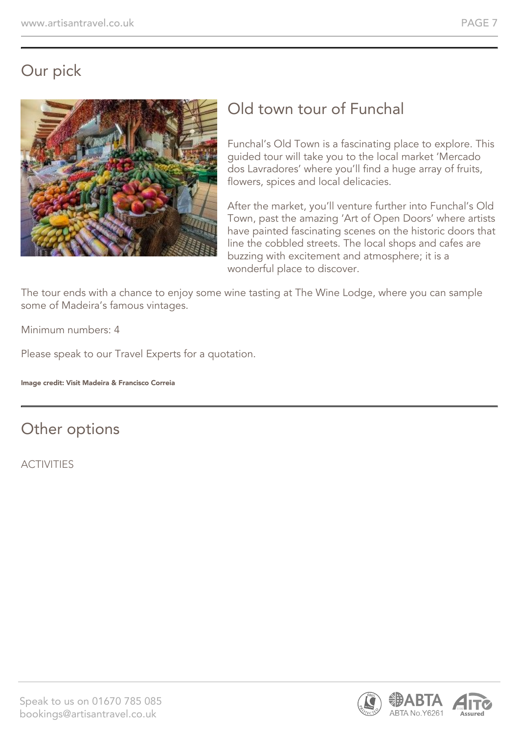## Our pick

### Old town tour of Funchal

Funchal's Old Town is a fascinating place to explore. This guided tour will take you to the local market 'Mercado dos Lavradores' where you'll find a huge array of fruits, flowers, spices and local delicacies.

After the market, you'll venture further into Funchal's Old Town, past the amazing 'Art of Open Doors' where artists have painted fascinating scenes on the historic doors that line the cobbled streets. The local shops and cafes are buzzing with excitement and atmosphere; it is a wonderful place to discover.

The tour ends with a chance to enjoy some wine tasting at The Wine Lodge, where you can sample some of Madeira's famous vintages.

Minimum numbers: 4

Please speak to our Travel Experts for a quotation.

**Image credit: Visit Madeira & Francisco Correia**

## Other options

ACTIVITIES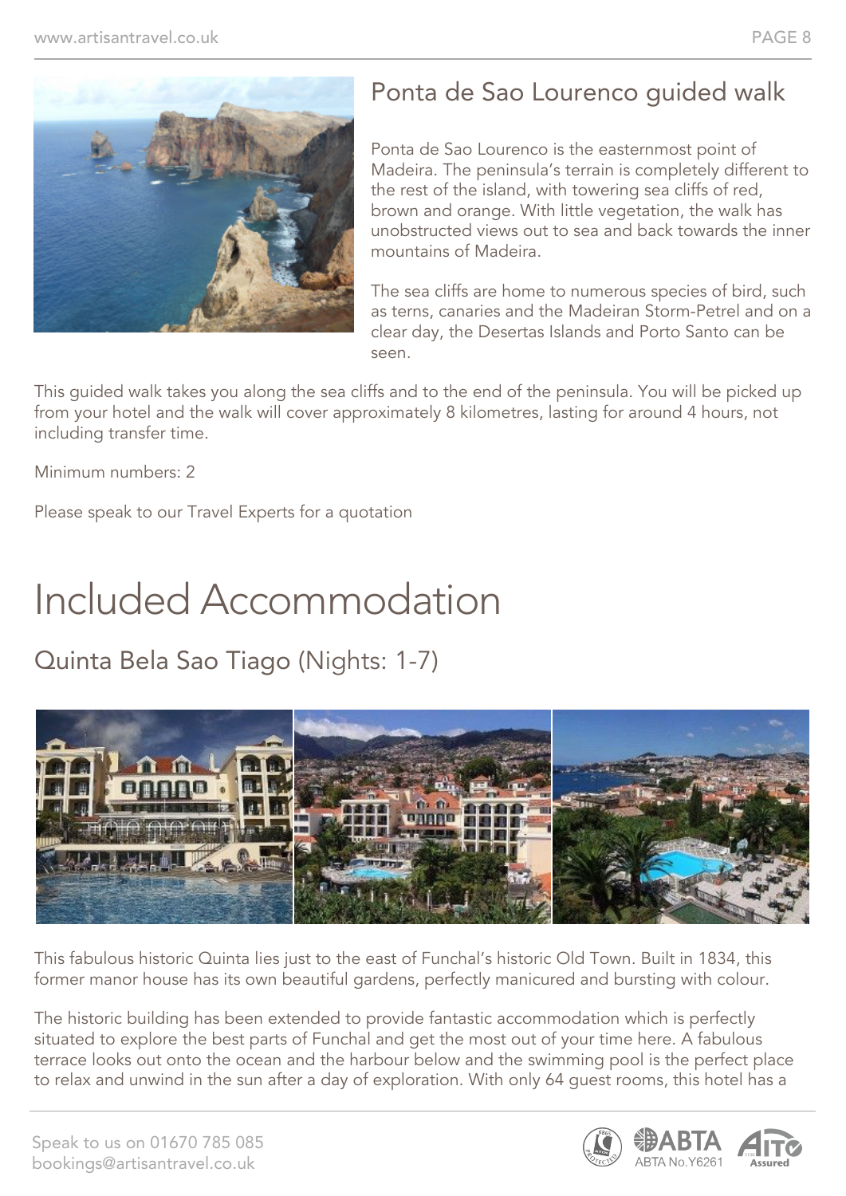## Ponta de Sao Lourenco guided walk

Ponta de Sao Lourenco is the easternmost point of Madeira. The peninsula's terrain is completely different to the rest of the island, with towering sea cliffs of red, brown and orange. With little vegetation, the walk has unobstructed views out to sea and back towards the inner mountains of Madeira.

The sea cliffs are home to numerous species of bird, such as terns, canaries and the Madeiran Storm-Petrel and on a clear day, the Desertas Islands and Porto Santo can be seen.

This guided walk takes you along the sea cliffs and to the end of the peninsula. You will be picked up from your hotel and the walk will cover approximately 8 kilometres, lasting for around 4 hours, not including transfer time.

Minimum numbers: 2

Please speak to our Travel Experts for a quotation

# Included Accommodation

## Quinta Bela Sao Tiago (Nights: 1-7)

This fabulous historic Quinta lies just to the east of Funchal's historic Old Town. Built in 1834, this former manor house has its own beautiful gardens, perfectly manicured and bursting with colour.

The historic building has been extended to provide fantastic accommodation which is perfectly situated to explore the best parts of Funchal and get the most out of your time here. A fabulous terrace looks out onto the ocean and the harbour below and the swimming pool is the perfect place to relax and unwind in the sun after a day of exploration. With only 64 guest rooms, this hotel has a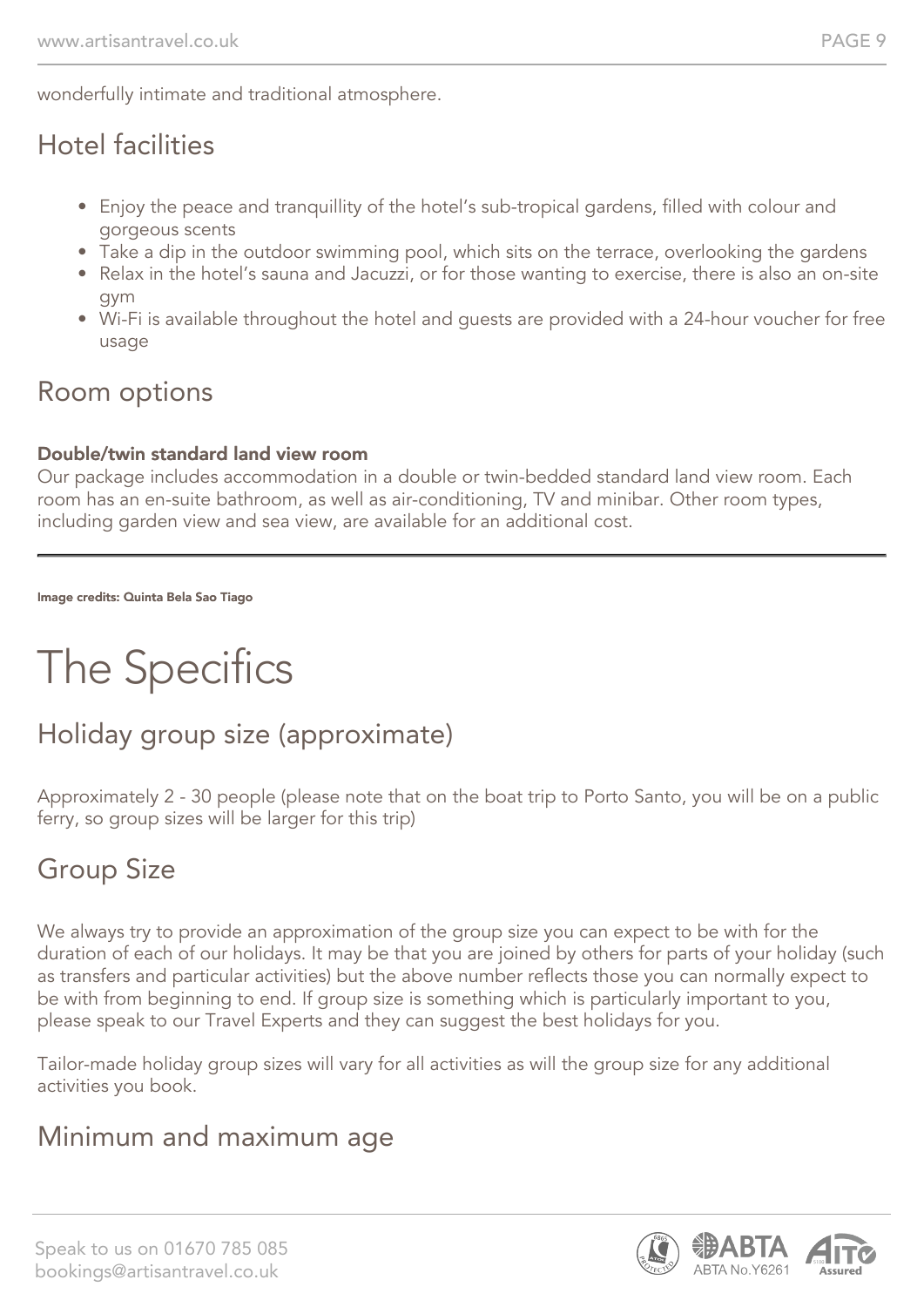wonderfully intimate and traditional atmosphere.

## Hotel facilities

- Enjoy the peace and tranquillity of the hotel's sub-tropical gardens, filled with colour and gorgeous scents
- Take a dip in the outdoor swimming pool, which sits on the terrace, overlooking the gardens
- Relax in the hotel's sauna and Jacuzzi, or for those wanting to exercise, there is also an on-site gym
- Wi-Fi is available throughout the hotel and guests are provided with a 24-hour voucher for free usage

## Room options

**Double/twin standard land view room**
Our package includes accommodation in a double or twin-bedded standard land view room. Each room has an en-suite bathroom, as well as air-conditioning, TV and minibar. Other room types, including garden view and sea view, are available for an additional cost.

---

**Image credits: Quinta Bela Sao Tiago**

# The Specifics

## Holiday group size (approximate)

Approximately 2 - 30 people (please note that on the boat trip to Porto Santo, you will be on a public ferry, so group sizes will be larger for this trip)

## Group Size

We always try to provide an approximation of the group size you can expect to be with for the duration of each of our holidays. It may be that you are joined by others for parts of your holiday (such as transfers and particular activities) but the above number reflects those you can normally expect to be with from beginning to end. If group size is something which is particularly important to you, please speak to our Travel Experts and they can suggest the best holidays for you.

Tailor-made holiday group sizes will vary for all activities as will the group size for any additional activities you book.

## Minimum and maximum age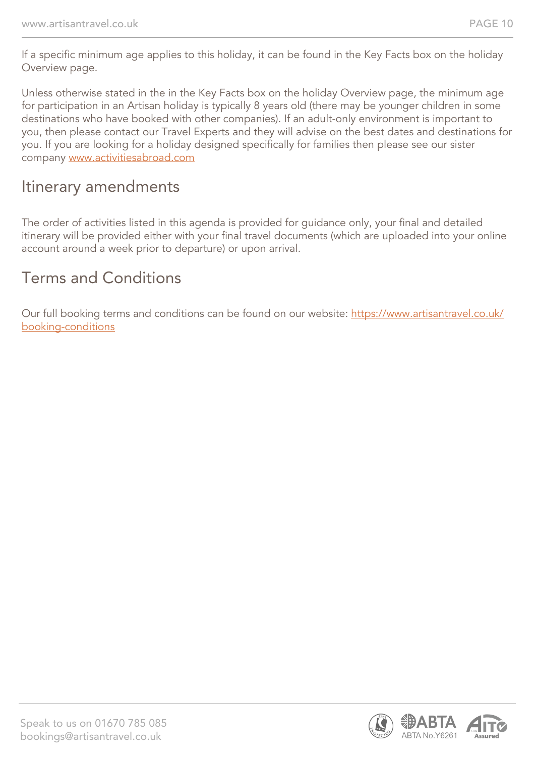If a specific minimum age applies to this holiday, it can be found in the Key Facts box on the holiday Overview page.

Unless otherwise stated in the in the Key Facts box on the holiday Overview page, the minimum age for participation in an Artisan holiday is typically 8 years old (there may be younger children in some destinations who have booked with other companies). If an adult-only environment is important to you, then please contact our Travel Experts and they will advise on the best dates and destinations for you. If you are looking for a holiday designed specifically for families then please see our sister company [www.activitiesabroad.com](www.activitiesabroad.com)

## Itinerary amendments

The order of activities listed in this agenda is provided for guidance only, your final and detailed itinerary will be provided either with your final travel documents (which are uploaded into your online account around a week prior to departure) or upon arrival.

## Terms and Conditions

Our full booking terms and conditions can be found on our website: [https://www.artisantravel.co.uk/booking-conditions](https://www.artisantravel.co.uk/booking-conditions)